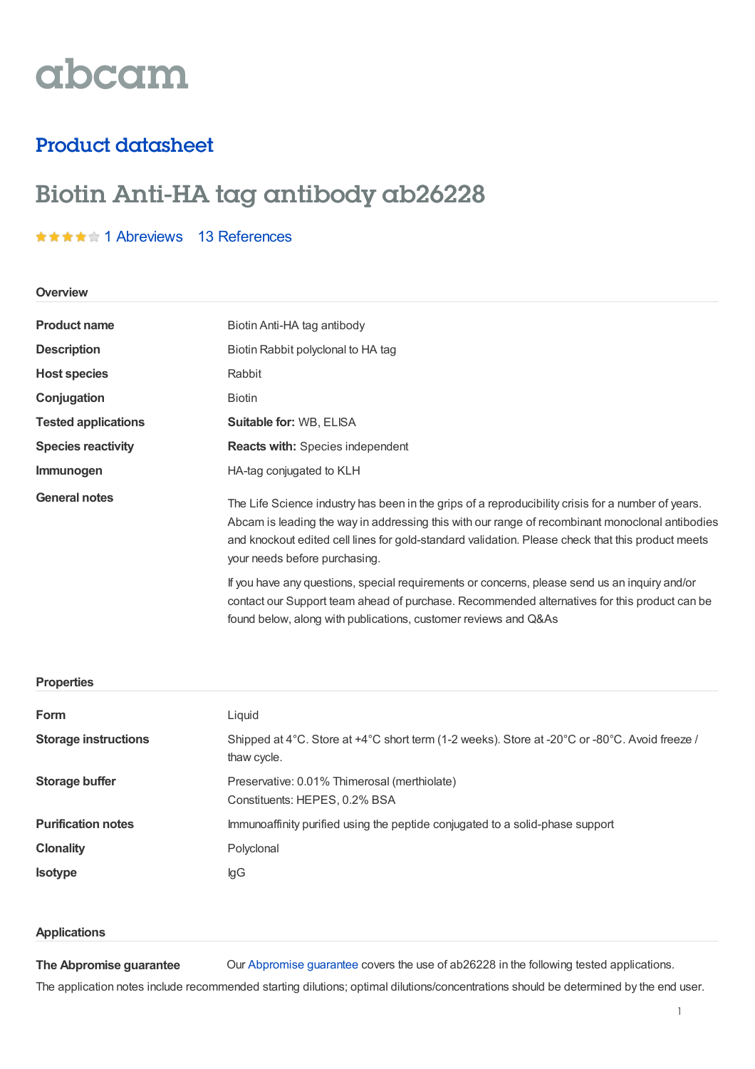abcam

## Product datasheet

# Biotin Anti-HA tag antibody ab26228

1 Abreviews 13 References

### Overview

| | |
|---|---|
| **Product name** | Biotin Anti-HA tag antibody |
| **Description** | Biotin Rabbit polyclonal to HA tag |
| **Host species** | Rabbit |
| **Conjugation** | Biotin |
| **Tested applications** | **Suitable for:** WB, ELISA |
| **Species reactivity** | **Reacts with:** Species independent |
| **Immunogen** | HA-tag conjugated to KLH |
| **General notes** | The Life Science industry has been in the grips of a reproducibility crisis for a number of years. Abcam is leading the way in addressing this with our range of recombinant monoclonal antibodies and knockout edited cell lines for gold-standard validation. Please check that this product meets your needs before purchasing.<br><br>If you have any questions, special requirements or concerns, please send us an inquiry and/or contact our Support team ahead of purchase. Recommended alternatives for this product can be found below, along with publications, customer reviews and Q&As |

### Properties

| | |
|---|---|
| **Form** | Liquid |
| **Storage instructions** | Shipped at 4°C. Store at +4°C short term (1-2 weeks). Store at -20°C or -80°C. Avoid freeze / thaw cycle. |
| **Storage buffer** | Preservative: 0.01% Thimerosal (merthiolate)<br>Constituents: HEPES, 0.2% BSA |
| **Purification notes** | Immunoaffinity purified using the peptide conjugated to a solid-phase support |
| **Clonality** | Polyclonal |
| **Isotype** | IgG |

### Applications

**The Abpromise guarantee** Our Abpromise guarantee covers the use of ab26228 in the following tested applications.

The application notes include recommended starting dilutions; optimal dilutions/concentrations should be determined by the end user.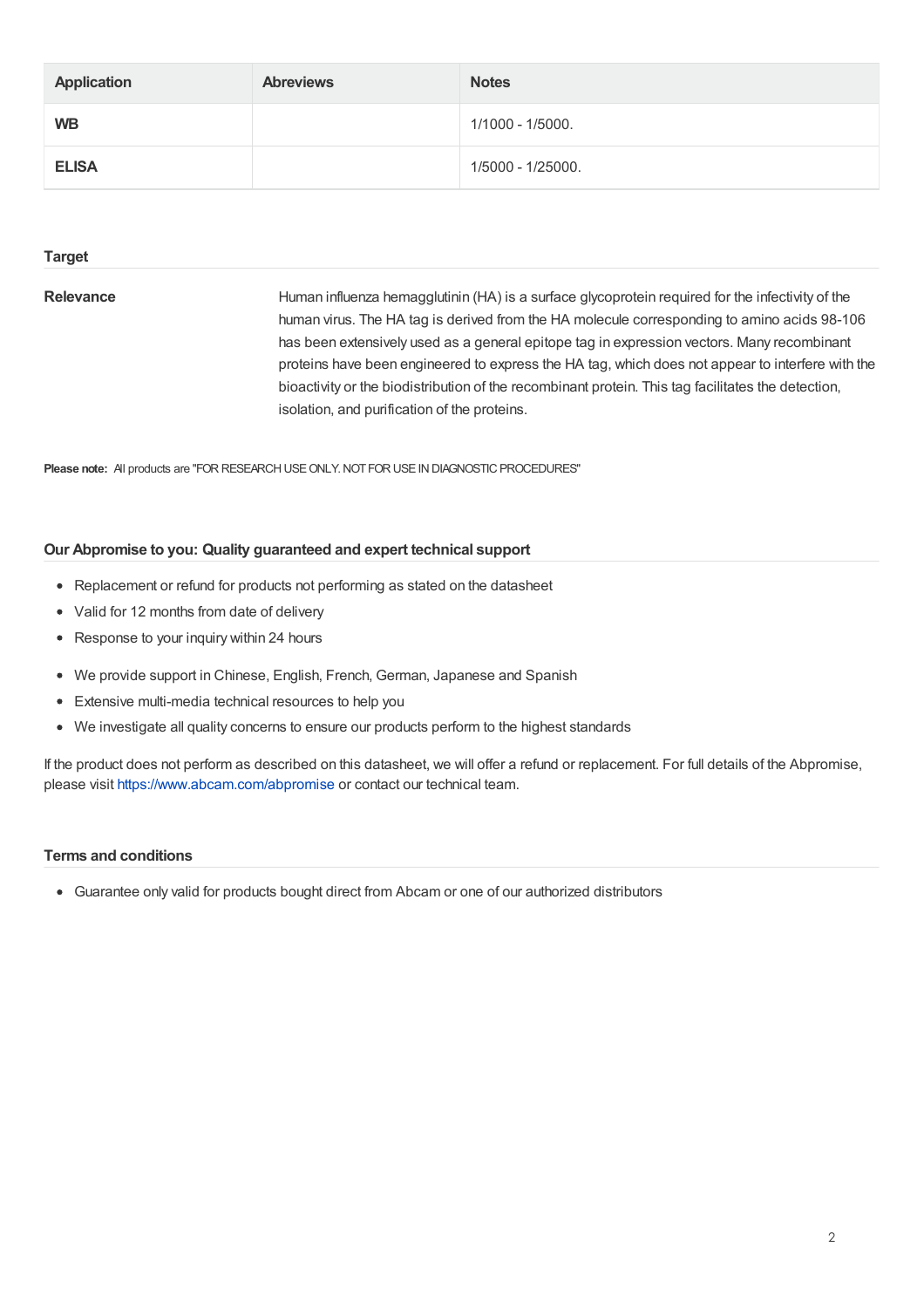| Application | Abreviews | Notes |
|---|---|---|
| **WB** | | 1/1000 - 1/5000. |
| **ELISA** | | 1/5000 - 1/25000. |

## Target

**Relevance**

Human influenza hemagglutinin (HA) is a surface glycoprotein required for the infectivity of the human virus. The HA tag is derived from the HA molecule corresponding to amino acids 98-106 has been extensively used as a general epitope tag in expression vectors. Many recombinant proteins have been engineered to express the HA tag, which does not appear to interfere with the bioactivity or the biodistribution of the recombinant protein. This tag facilitates the detection, isolation, and purification of the proteins.

**Please note:** All products are "FOR RESEARCH USE ONLY. NOT FOR USE IN DIAGNOSTIC PROCEDURES"

## Our Abpromise to you: Quality guaranteed and expert technical support

- Replacement or refund for products not performing as stated on the datasheet
- Valid for 12 months from date of delivery
- Response to your inquiry within 24 hours

- We provide support in Chinese, English, French, German, Japanese and Spanish
- Extensive multi-media technical resources to help you
- We investigate all quality concerns to ensure our products perform to the highest standards

If the product does not perform as described on this datasheet, we will offer a refund or replacement. For full details of the Abpromise, please visit https://www.abcam.com/abpromise or contact our technical team.

## Terms and conditions

- Guarantee only valid for products bought direct from Abcam or one of our authorized distributors